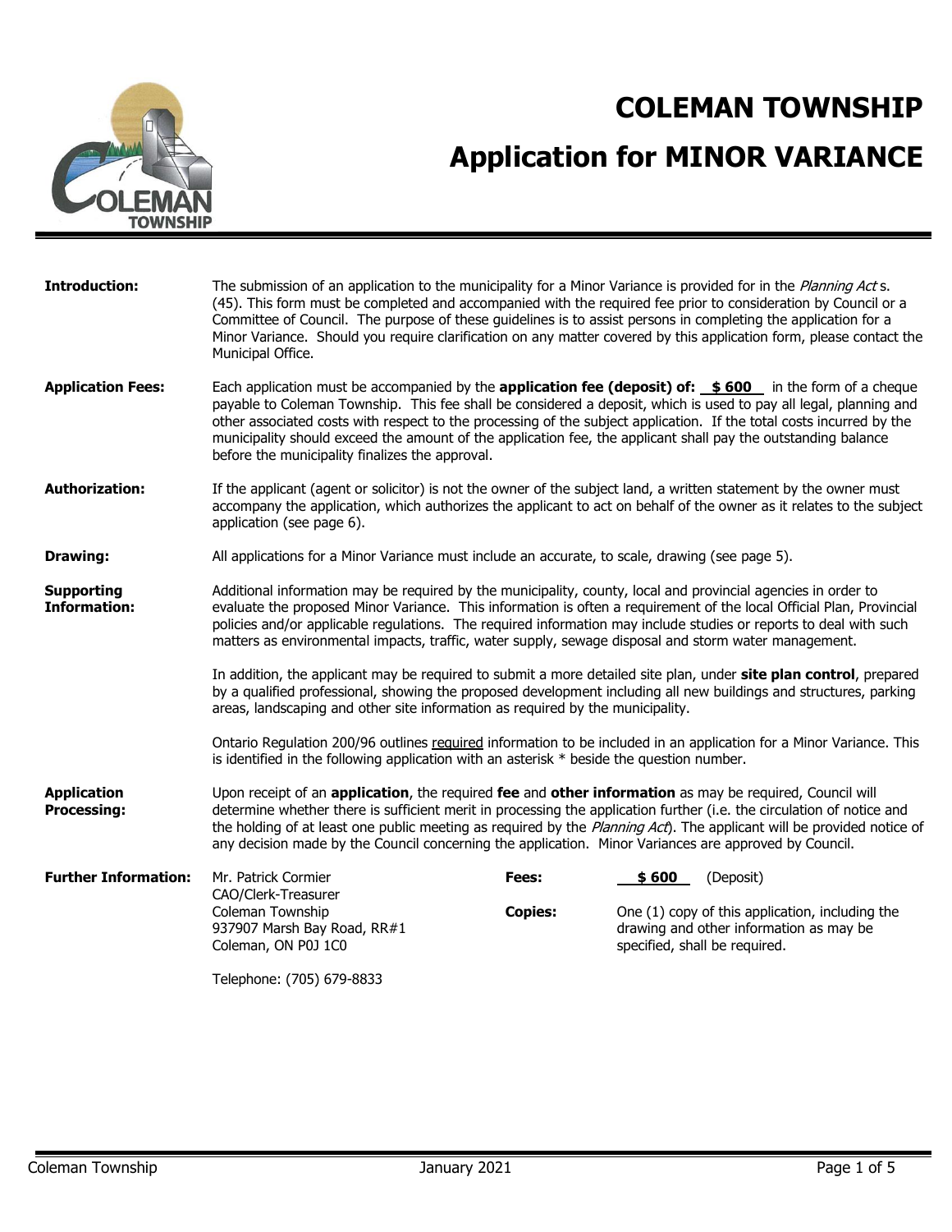# COLEMAN TOWNSHIP

# Application for MINOR VARIANCE

**Introduction:** The submission of an application to the municipality for a Minor Variance is provided for in the *Planning Act* s. (45). This form must be completed and accompanied with the required fee prior to consideration by Council or a Committee of Council. The purpose of these guidelines is to assist persons in completing the application for a Minor Variance. Should you require clarification on any matter covered by this application form, please contact the Municipal Office.

**Application Fees:** Each application must be accompanied by the **application fee (deposit) of: $ 600** in the form of a cheque payable to Coleman Township. This fee shall be considered a deposit, which is used to pay all legal, planning and other associated costs with respect to the processing of the subject application. If the total costs incurred by the municipality should exceed the amount of the application fee, the applicant shall pay the outstanding balance before the municipality finalizes the approval.

**Authorization:** If the applicant (agent or solicitor) is not the owner of the subject land, a written statement by the owner must accompany the application, which authorizes the applicant to act on behalf of the owner as it relates to the subject application (see page 6).

**Drawing:** All applications for a Minor Variance must include an accurate, to scale, drawing (see page 5).

**Supporting Information:** Additional information may be required by the municipality, county, local and provincial agencies in order to evaluate the proposed Minor Variance. This information is often a requirement of the local Official Plan, Provincial policies and/or applicable regulations. The required information may include studies or reports to deal with such matters as environmental impacts, traffic, water supply, sewage disposal and storm water management.

In addition, the applicant may be required to submit a more detailed site plan, under **site plan control**, prepared by a qualified professional, showing the proposed development including all new buildings and structures, parking areas, landscaping and other site information as required by the municipality.

Ontario Regulation 200/96 outlines required information to be included in an application for a Minor Variance. This is identified in the following application with an asterisk * beside the question number.

**Application Processing:** Upon receipt of an **application**, the required **fee** and **other information** as may be required, Council will determine whether there is sufficient merit in processing the application further (i.e. the circulation of notice and the holding of at least one public meeting as required by the *Planning Act*). The applicant will be provided notice of any decision made by the Council concerning the application. Minor Variances are approved by Council.

**Further Information:**

Mr. Patrick Cormier
CAO/Clerk-Treasurer
Coleman Township
937907 Marsh Bay Road, RR#1
Coleman, ON P0J 1C0

Telephone: (705) 679-8833

**Fees:** **$ 600** (Deposit)

**Copies:** One (1) copy of this application, including the drawing and other information as may be specified, shall be required.

Coleman Township — January 2021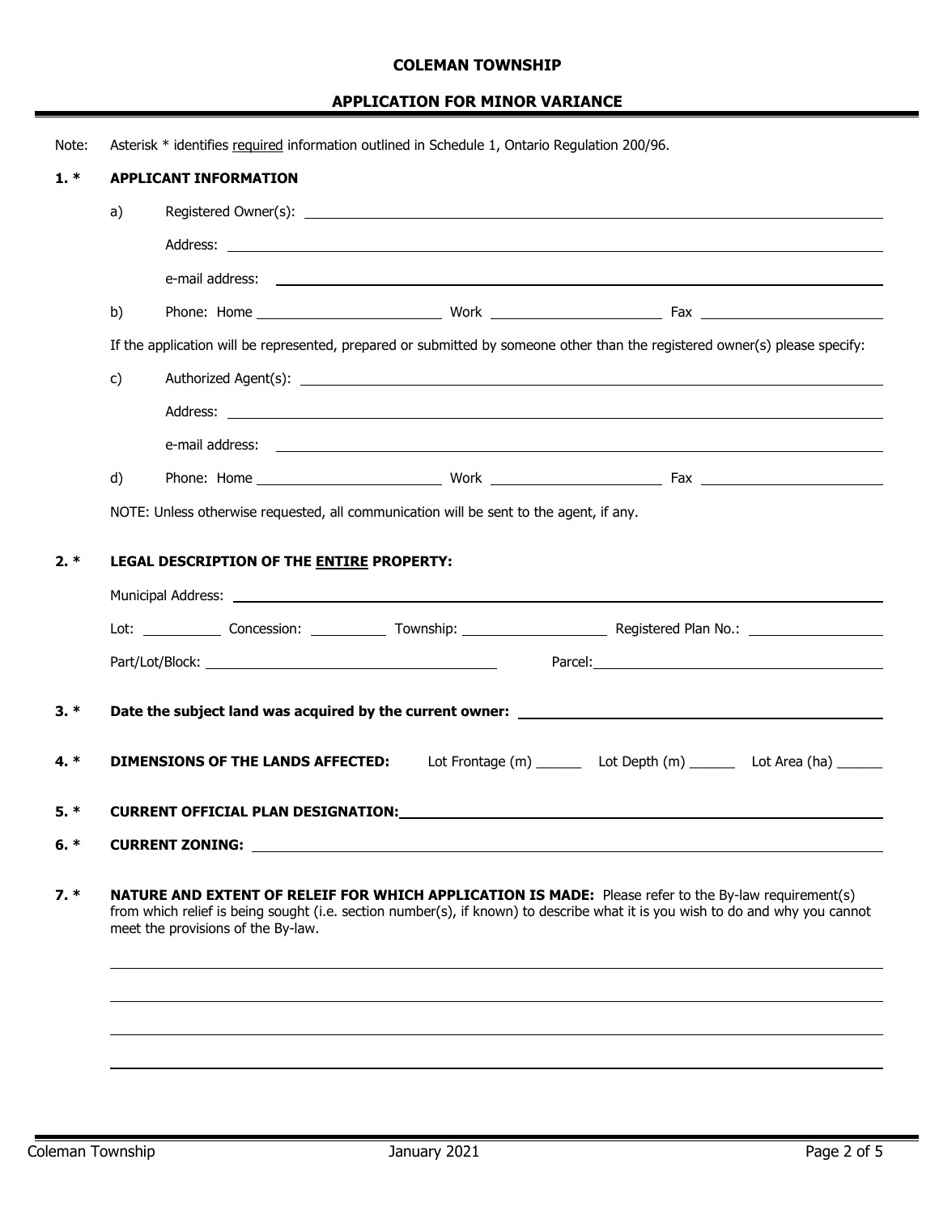**COLEMAN TOWNSHIP**

**APPLICATION FOR MINOR VARIANCE**

Note: Asterisk * identifies required information outlined in Schedule 1, Ontario Regulation 200/96.

**1. * APPLICANT INFORMATION**

a) Registered Owner(s): ______________________

Address: ______________________

e-mail address: ______________________

b) Phone: Home ____________ Work ____________ Fax ____________

If the application will be represented, prepared or submitted by someone other than the registered owner(s) please specify:

c) Authorized Agent(s): ______________________

Address: ______________________

e-mail address: ______________________

d) Phone: Home ____________ Work ____________ Fax ____________

NOTE: Unless otherwise requested, all communication will be sent to the agent, if any.

**2. * LEGAL DESCRIPTION OF THE ENTIRE PROPERTY:**

Municipal Address: ______________________

Lot: ________ Concession: ________ Township: ____________ Registered Plan No.: ____________

Part/Lot/Block: ____________ Parcel: ____________

**3. * Date the subject land was acquired by the current owner:** ______________________

**4. * DIMENSIONS OF THE LANDS AFFECTED:** Lot Frontage (m) ______ Lot Depth (m) ______ Lot Area (ha) ______

**5. * CURRENT OFFICIAL PLAN DESIGNATION:** ______________________

**6. * CURRENT ZONING:** ______________________

**7. * NATURE AND EXTENT OF RELEIF FOR WHICH APPLICATION IS MADE:** Please refer to the By-law requirement(s) from which relief is being sought (i.e. section number(s), if known) to describe what it is you wish to do and why you cannot meet the provisions of the By-law.

______________________

______________________

______________________

______________________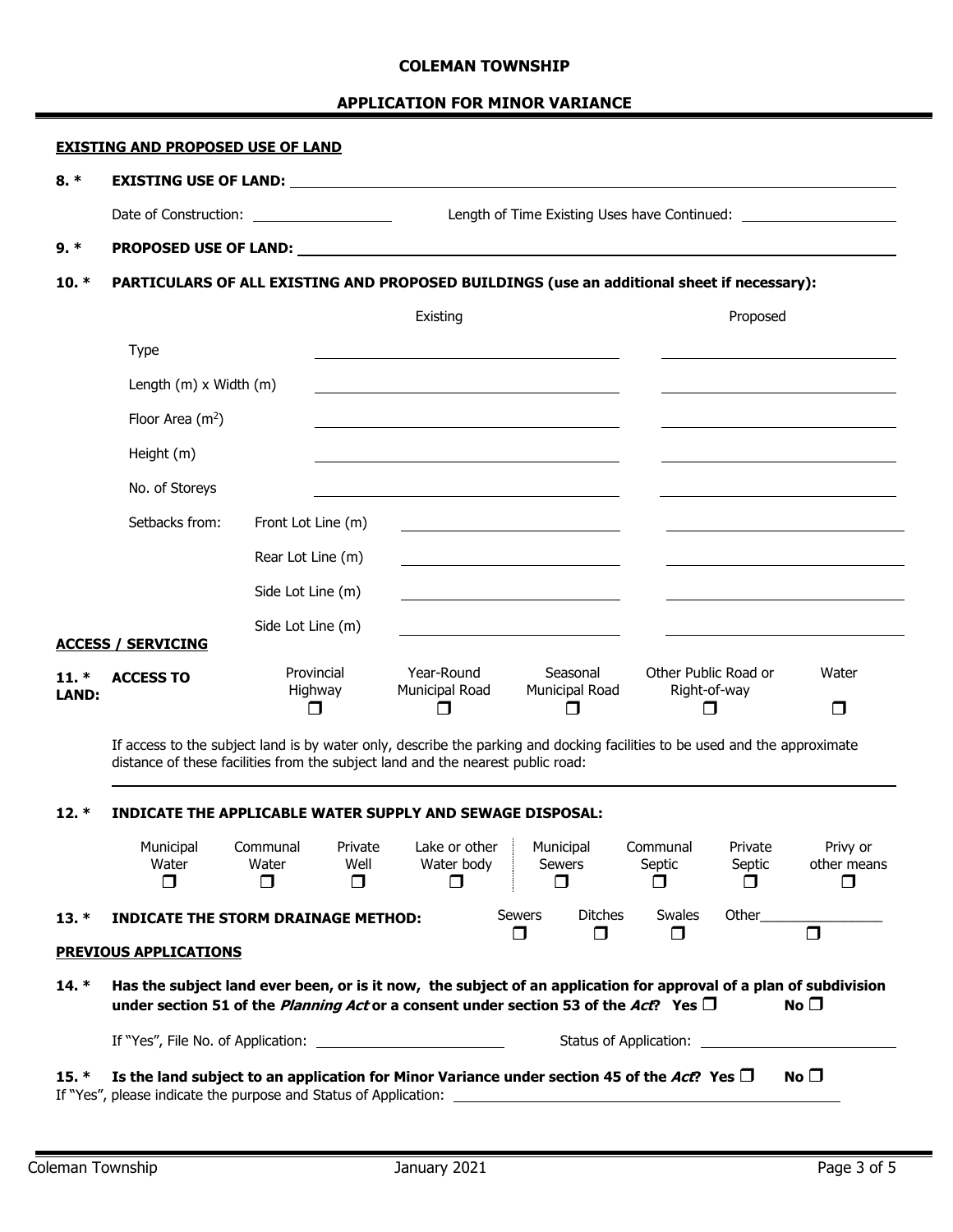# COLEMAN TOWNSHIP

## APPLICATION FOR MINOR VARIANCE

### EXISTING AND PROPOSED USE OF LAND

**8. \* EXISTING USE OF LAND:** ______________________________

Date of Construction: ____________ Length of Time Existing Uses have Continued: ____________

**9. \* PROPOSED USE OF LAND:** ______________________________

**10. \* PARTICULARS OF ALL EXISTING AND PROPOSED BUILDINGS (use an additional sheet if necessary):**

| | | Existing | Proposed |
|---|---|---|---|
| Type | | | |
| Length (m) x Width (m) | | | |
| Floor Area (m²) | | | |
| Height (m) | | | |
| No. of Storeys | | | |
| Setbacks from: | Front Lot Line (m) | | |
| | Rear Lot Line (m) | | |
| | Side Lot Line (m) | | |
| | Side Lot Line (m) | | |

### ACCESS / SERVICING

**11. \* ACCESS TO LAND:**

| Provincial Highway | Year-Round Municipal Road | Seasonal Municipal Road | Other Public Road or Right-of-way | Water |
|---|---|---|---|---|
| ☐ | ☐ | ☐ | ☐ | ☐ |

If access to the subject land is by water only, describe the parking and docking facilities to be used and the approximate distance of these facilities from the subject land and the nearest public road:

______________________________

**12. \* INDICATE THE APPLICABLE WATER SUPPLY AND SEWAGE DISPOSAL:**

| Municipal Water | Communal Water | Private Well | Lake or other Water body | Municipal Sewers | Communal Septic | Private Septic | Privy or other means |
|---|---|---|---|---|---|---|---|
| ☐ | ☐ | ☐ | ☐ | ☐ | ☐ | ☐ | ☐ |

**13. \* INDICATE THE STORM DRAINAGE METHOD:**

| Sewers | Ditches | Swales | Other________ |
|---|---|---|---|
| ☐ | ☐ | ☐ | ☐ |

### PREVIOUS APPLICATIONS

**14. \* Has the subject land ever been, or is it now, the subject of an application for approval of a plan of subdivision under section 51 of the *Planning Act* or a consent under section 53 of the *Act*? Yes ☐ No ☐**

If "Yes", File No. of Application: ____________ Status of Application: ____________

**15. \* Is the land subject to an application for Minor Variance under section 45 of the *Act*? Yes ☐ No ☐**

If "Yes", please indicate the purpose and Status of Application: ______________________________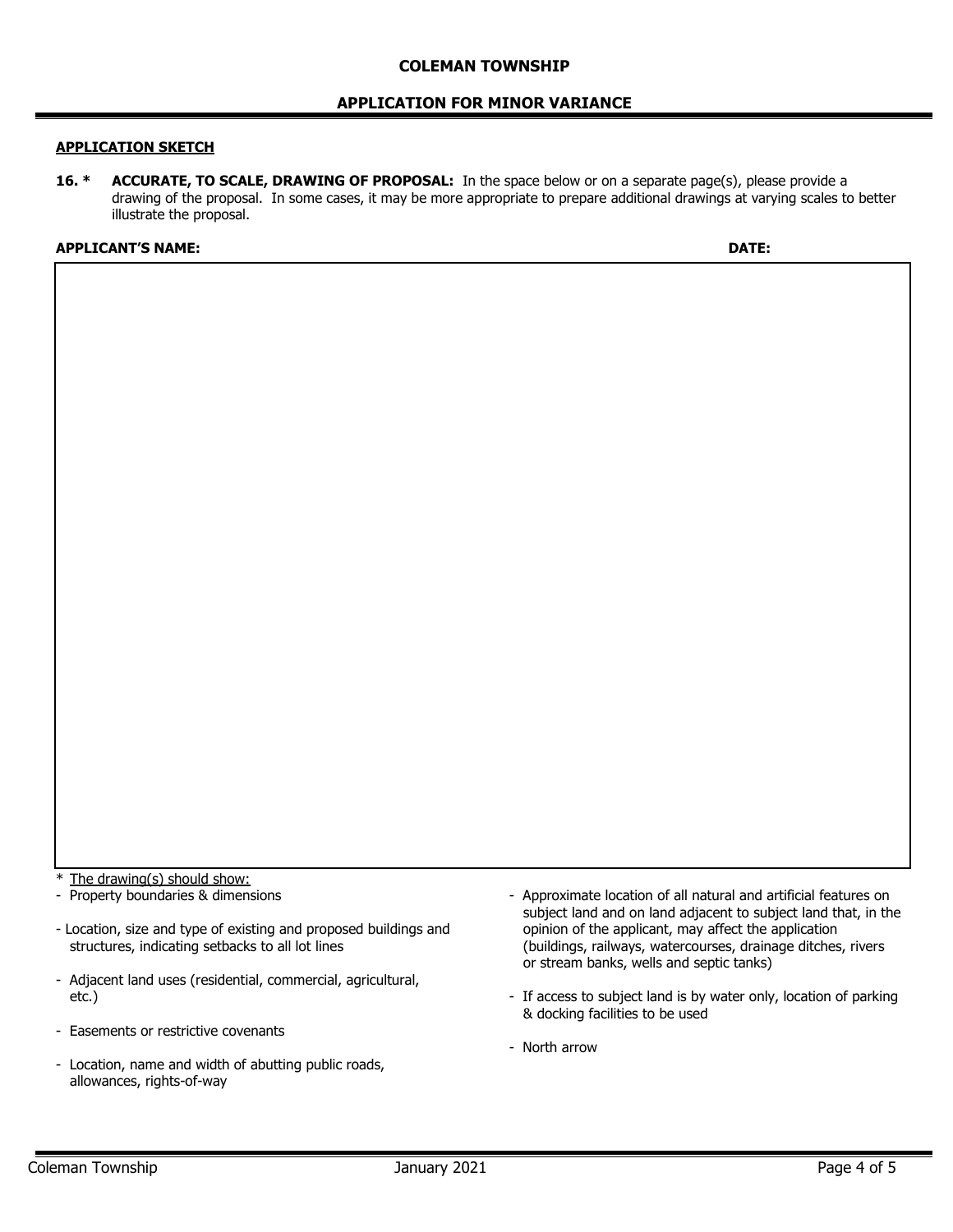**COLEMAN TOWNSHIP**

**APPLICATION FOR MINOR VARIANCE**

**APPLICATION SKETCH**

**16. \* ACCURATE, TO SCALE, DRAWING OF PROPOSAL:** In the space below or on a separate page(s), please provide a drawing of the proposal. In some cases, it may be more appropriate to prepare additional drawings at varying scales to better illustrate the proposal.

**APPLICANT'S NAME:** **DATE:**

\* The drawing(s) should show:

- Property boundaries & dimensions
- Location, size and type of existing and proposed buildings and structures, indicating setbacks to all lot lines
- Adjacent land uses (residential, commercial, agricultural, etc.)
- Easements or restrictive covenants
- Location, name and width of abutting public roads, allowances, rights-of-way
- Approximate location of all natural and artificial features on subject land and on land adjacent to subject land that, in the opinion of the applicant, may affect the application (buildings, railways, watercourses, drainage ditches, rivers or stream banks, wells and septic tanks)
- If access to subject land is by water only, location of parking & docking facilities to be used
- North arrow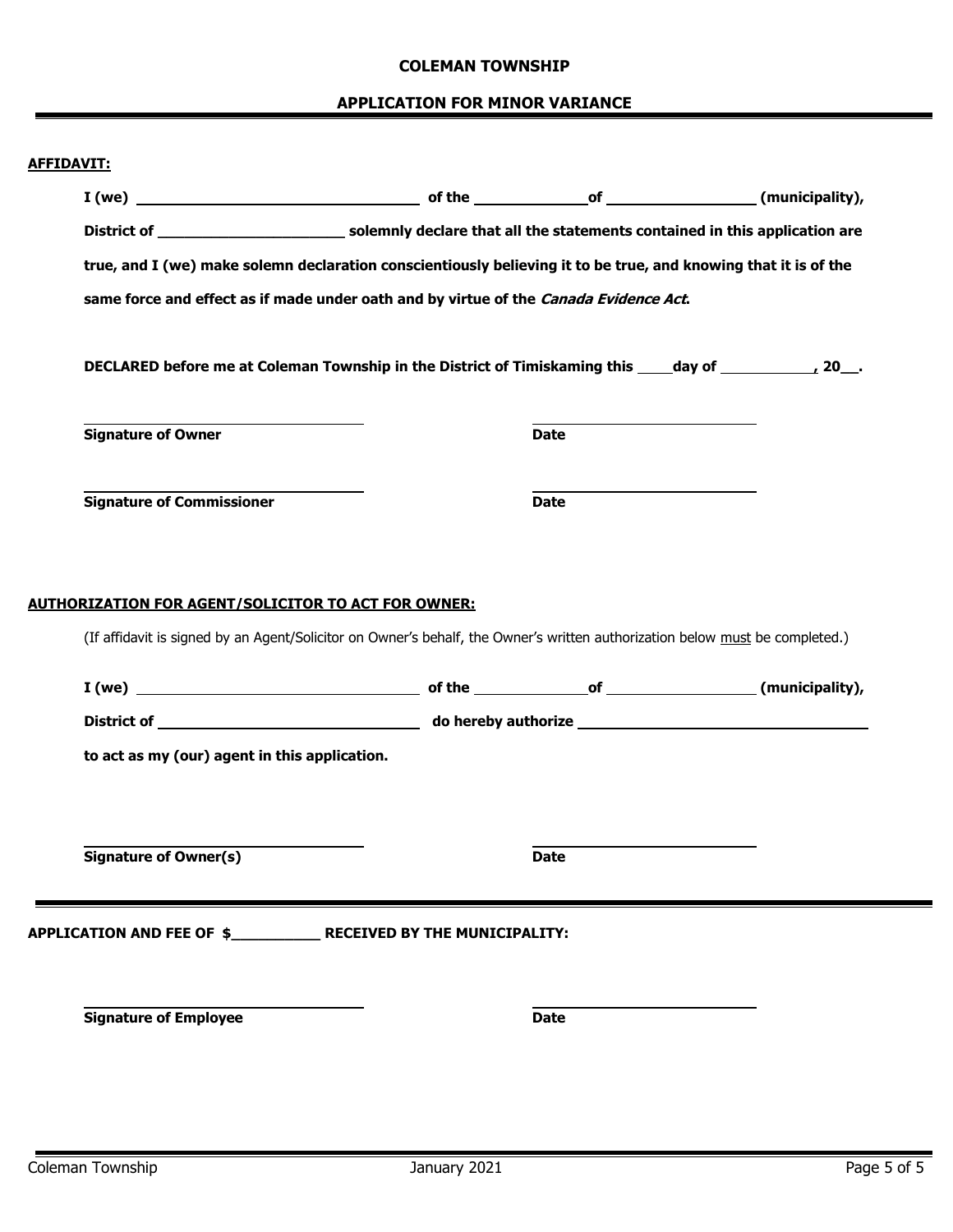**COLEMAN TOWNSHIP**

**APPLICATION FOR MINOR VARIANCE**

**AFFIDAVIT:**

**I (we) ____________________________ of the ______________ of __________________ (municipality), District of ______________________ solemnly declare that all the statements contained in this application are true, and I (we) make solemn declaration conscientiously believing it to be true, and knowing that it is of the same force and effect as if made under oath and by virtue of the *Canada Evidence Act*.**

**DECLARED before me at Coleman Township in the District of Timiskaming this ____ day of ____________, 20__.**

______________________________ ______________________________

**Signature of Owner** **Date**

______________________________ ______________________________

**Signature of Commissioner** **Date**

**AUTHORIZATION FOR AGENT/SOLICITOR TO ACT FOR OWNER:**

(If affidavit is signed by an Agent/Solicitor on Owner's behalf, the Owner's written authorization below must be completed.)

**I (we) ____________________________ of the ______________ of __________________ (municipality), District of ____________________________ do hereby authorize ____________________________ to act as my (our) agent in this application.**

______________________________ ______________________________

**Signature of Owner(s)** **Date**

**APPLICATION AND FEE OF $__________ RECEIVED BY THE MUNICIPALITY:**

______________________________ ______________________________

**Signature of Employee** **Date**